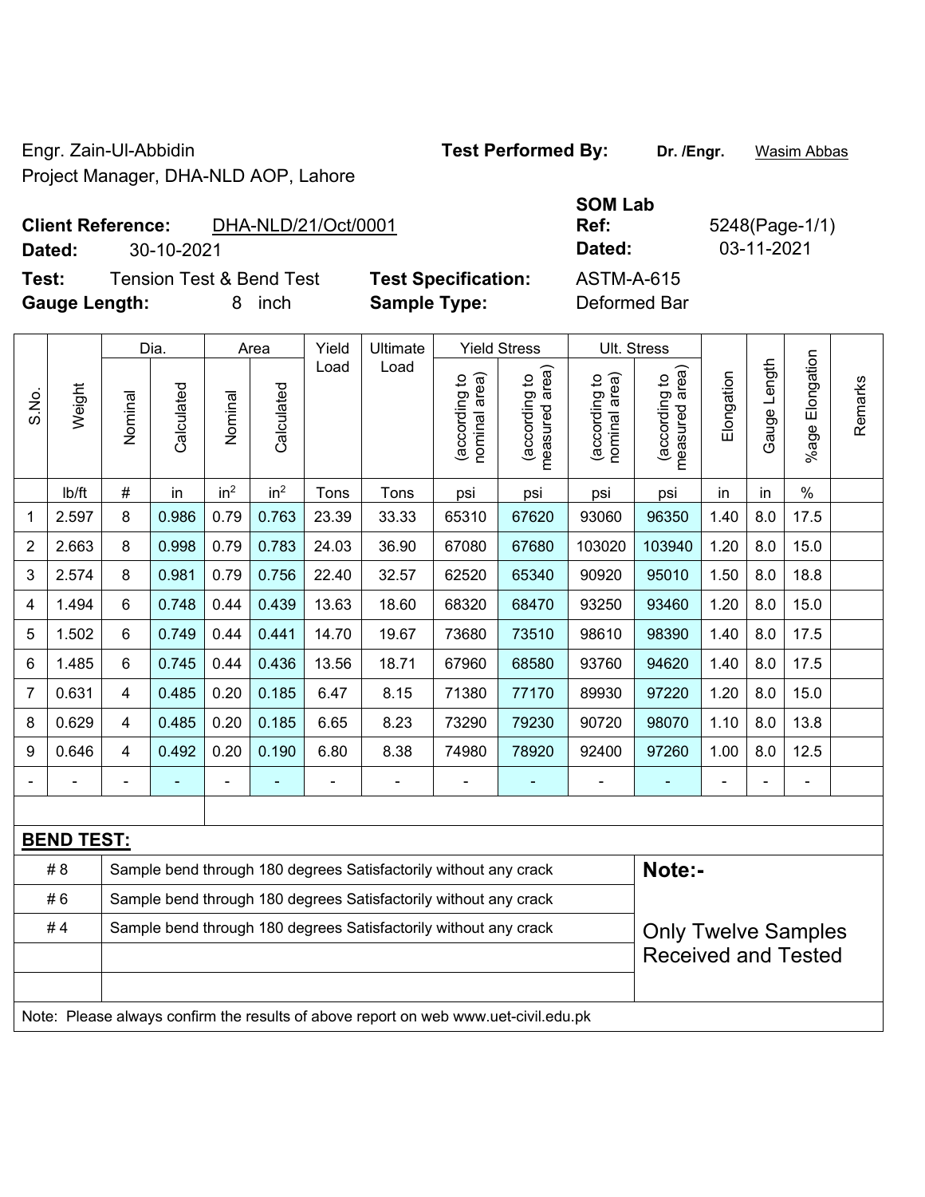Engr. Zain-Ul-Abbidin
Project Manager, DHA-NLD AOP, Lahore

**Test Performed By:** Dr. /Engr. Wasim Abbas

**Client Reference:** DHA-NLD/21/Oct/0001
**Dated:** 30-10-2021

**SOM Lab Ref:** 5248(Page-1/1)
**Dated:** 03-11-2021

**Test:** Tension Test & Bend Test
**Test Specification:** ASTM-A-615
**Gauge Length:** 8 inch
**Sample Type:** Deformed Bar

| S.No. | Weight | Dia. | | Area | | Yield Load | Ultimate Load | Yield Stress | | Ult. Stress | | Elongation | Gauge Length | %age Elongation | Remarks |
|---|---|---|---|---|---|---|---|---|---|---|---|---|---|---|---|
| | | Nominal | Calculated | Nominal | Calculated | | | (according to nominal area) | (according to measured area) | (according to nominal area) | (according to measured area) | | | | |
| | lb/ft | # | in | in² | in² | Tons | Tons | psi | psi | psi | psi | in | in | % | |
| 1 | 2.597 | 8 | 0.986 | 0.79 | 0.763 | 23.39 | 33.33 | 65310 | 67620 | 93060 | 96350 | 1.40 | 8.0 | 17.5 | |
| 2 | 2.663 | 8 | 0.998 | 0.79 | 0.783 | 24.03 | 36.90 | 67080 | 67680 | 103020 | 103940 | 1.20 | 8.0 | 15.0 | |
| 3 | 2.574 | 8 | 0.981 | 0.79 | 0.756 | 22.40 | 32.57 | 62520 | 65340 | 90920 | 95010 | 1.50 | 8.0 | 18.8 | |
| 4 | 1.494 | 6 | 0.748 | 0.44 | 0.439 | 13.63 | 18.60 | 68320 | 68470 | 93250 | 93460 | 1.20 | 8.0 | 15.0 | |
| 5 | 1.502 | 6 | 0.749 | 0.44 | 0.441 | 14.70 | 19.67 | 73680 | 73510 | 98610 | 98390 | 1.40 | 8.0 | 17.5 | |
| 6 | 1.485 | 6 | 0.745 | 0.44 | 0.436 | 13.56 | 18.71 | 67960 | 68580 | 93760 | 94620 | 1.40 | 8.0 | 17.5 | |
| 7 | 0.631 | 4 | 0.485 | 0.20 | 0.185 | 6.47 | 8.15 | 71380 | 77170 | 89930 | 97220 | 1.20 | 8.0 | 15.0 | |
| 8 | 0.629 | 4 | 0.485 | 0.20 | 0.185 | 6.65 | 8.23 | 73290 | 79230 | 90720 | 98070 | 1.10 | 8.0 | 13.8 | |
| 9 | 0.646 | 4 | 0.492 | 0.20 | 0.190 | 6.80 | 8.38 | 74980 | 78920 | 92400 | 97260 | 1.00 | 8.0 | 12.5 | |
| - | - | - | - | - | - | - | - | - | - | - | - | - | - | - | |

**BEND TEST:**

| | |
|---|---|
| # 8 | Sample bend through 180 degrees Satisfactorily without any crack |
| # 6 | Sample bend through 180 degrees Satisfactorily without any crack |
| # 4 | Sample bend through 180 degrees Satisfactorily without any crack |

**Note:-**

Only Twelve Samples Received and Tested

Note: Please always confirm the results of above report on web www.uet-civil.edu.pk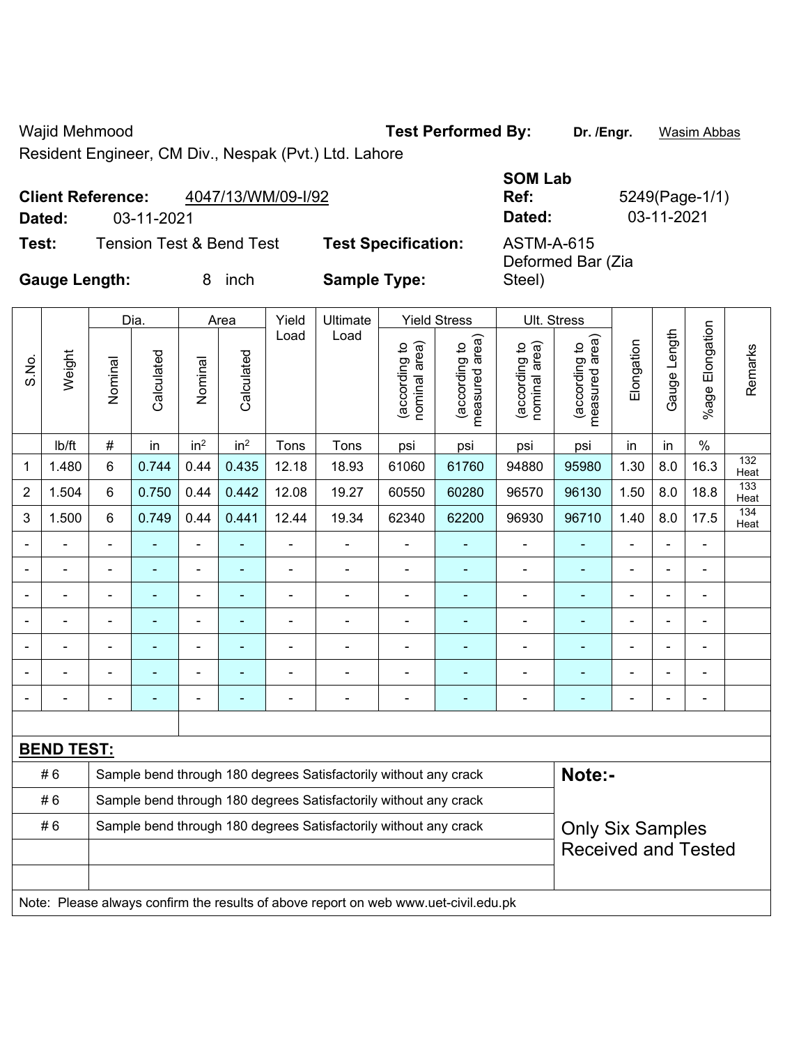Wajid Mehmood

Resident Engineer, CM Div., Nespak (Pvt.) Ltd. Lahore

**Test Performed By:** **Dr. /Engr.** Wasim Abbas

**Client Reference:** 4047/13/WM/09-I/92

**Dated:** 03-11-2021

**SOM Lab Ref:** 5249(Page-1/1)

**Dated:** 03-11-2021

**Test:** Tension Test & Bend Test

**Test Specification:** ASTM-A-615

**Gauge Length:** 8 inch

**Sample Type:** Deformed Bar (Zia Steel)

| S.No. | Weight | Dia. | | Area | | Yield Load | Ultimate Load | Yield Stress | | Ult. Stress | | Elongation | Gauge Length | %age Elongation | Remarks |
|---|---|---|---|---|---|---|---|---|---|---|---|---|---|---|---|
| | | Nominal | Calculated | Nominal | Calculated | | | (according to nominal area) | (according to measured area) | (according to nominal area) | (according to measured area) | | | | |
| | lb/ft | # | in | in² | in² | Tons | Tons | psi | psi | psi | psi | in | in | % | |
| 1 | 1.480 | 6 | 0.744 | 0.44 | 0.435 | 12.18 | 18.93 | 61060 | 61760 | 94880 | 95980 | 1.30 | 8.0 | 16.3 | 132 Heat |
| 2 | 1.504 | 6 | 0.750 | 0.44 | 0.442 | 12.08 | 19.27 | 60550 | 60280 | 96570 | 96130 | 1.50 | 8.0 | 18.8 | 133 Heat |
| 3 | 1.500 | 6 | 0.749 | 0.44 | 0.441 | 12.44 | 19.34 | 62340 | 62200 | 96930 | 96710 | 1.40 | 8.0 | 17.5 | 134 Heat |
| - | - | - | - | - | - | - | - | - | - | - | - | - | - | - | |
| - | - | - | - | - | - | - | - | - | - | - | - | - | - | - | |
| - | - | - | - | - | - | - | - | - | - | - | - | - | - | - | |
| - | - | - | - | - | - | - | - | - | - | - | - | - | - | - | |
| - | - | - | - | - | - | - | - | - | - | - | - | - | - | - | |
| - | - | - | - | - | - | - | - | - | - | - | - | - | - | - | |
| - | - | - | - | - | - | - | - | - | - | - | - | - | - | - | |

**BEND TEST:**

| | | |
|---|---|---|
| # 6 | Sample bend through 180 degrees Satisfactorily without any crack | **Note:-** |
| # 6 | Sample bend through 180 degrees Satisfactorily without any crack | |
| # 6 | Sample bend through 180 degrees Satisfactorily without any crack | Only Six Samples Received and Tested |

Note: Please always confirm the results of above report on web www.uet-civil.edu.pk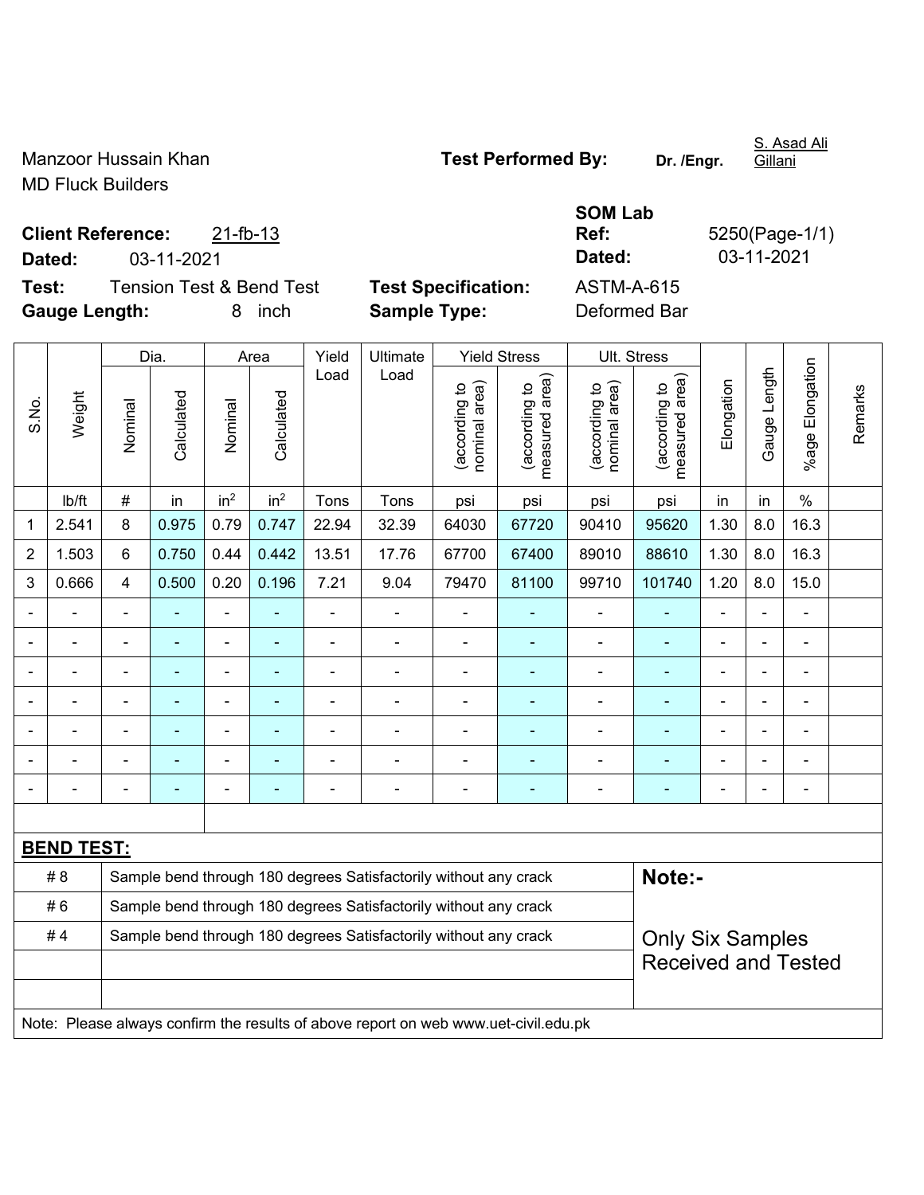Manzoor Hussain Khan
MD Fluck Builders

**Test Performed By:** **Dr. /Engr.** S. Asad Ali Gillani

**Client Reference:** 21-fb-13
**Dated:** 03-11-2021

**SOM Lab Ref:** 5250(Page-1/1)
**Dated:** 03-11-2021

**Test:** Tension Test & Bend Test
**Gauge Length:** 8 inch

**Test Specification:** ASTM-A-615
**Sample Type:** Deformed Bar

| S.No. | Weight | Dia. | | Area | | Yield Load | Ultimate Load | Yield Stress | | Ult. Stress | | Elongation | Gauge Length | %age Elongation | Remarks |
|---|---|---|---|---|---|---|---|---|---|---|---|---|---|---|---|
| | | Nominal | Calculated | Nominal | Calculated | | | (according to nominal area) | (according to measured area) | (according to nominal area) | (according to measured area) | | | | |
| | lb/ft | # | in | in² | in² | Tons | Tons | psi | psi | psi | psi | in | in | % | |
| 1 | 2.541 | 8 | 0.975 | 0.79 | 0.747 | 22.94 | 32.39 | 64030 | 67720 | 90410 | 95620 | 1.30 | 8.0 | 16.3 | |
| 2 | 1.503 | 6 | 0.750 | 0.44 | 0.442 | 13.51 | 17.76 | 67700 | 67400 | 89010 | 88610 | 1.30 | 8.0 | 16.3 | |
| 3 | 0.666 | 4 | 0.500 | 0.20 | 0.196 | 7.21 | 9.04 | 79470 | 81100 | 99710 | 101740 | 1.20 | 8.0 | 15.0 | |
| - | - | - | - | - | - | - | - | - | - | - | - | - | - | - | |
| - | - | - | - | - | - | - | - | - | - | - | - | - | - | - | |
| - | - | - | - | - | - | - | - | - | - | - | - | - | - | - | |
| - | - | - | - | - | - | - | - | - | - | - | - | - | - | - | |
| - | - | - | - | - | - | - | - | - | - | - | - | - | - | - | |
| - | - | - | - | - | - | - | - | - | - | - | - | - | - | - | |
| - | - | - | - | - | - | - | - | - | - | - | - | - | - | - | |

**BEND TEST:**

| | |
|---|---|
| # 8 | Sample bend through 180 degrees Satisfactorily without any crack |
| # 6 | Sample bend through 180 degrees Satisfactorily without any crack |
| # 4 | Sample bend through 180 degrees Satisfactorily without any crack |

**Note:-**

Only Six Samples Received and Tested

Note: Please always confirm the results of above report on web www.uet-civil.edu.pk